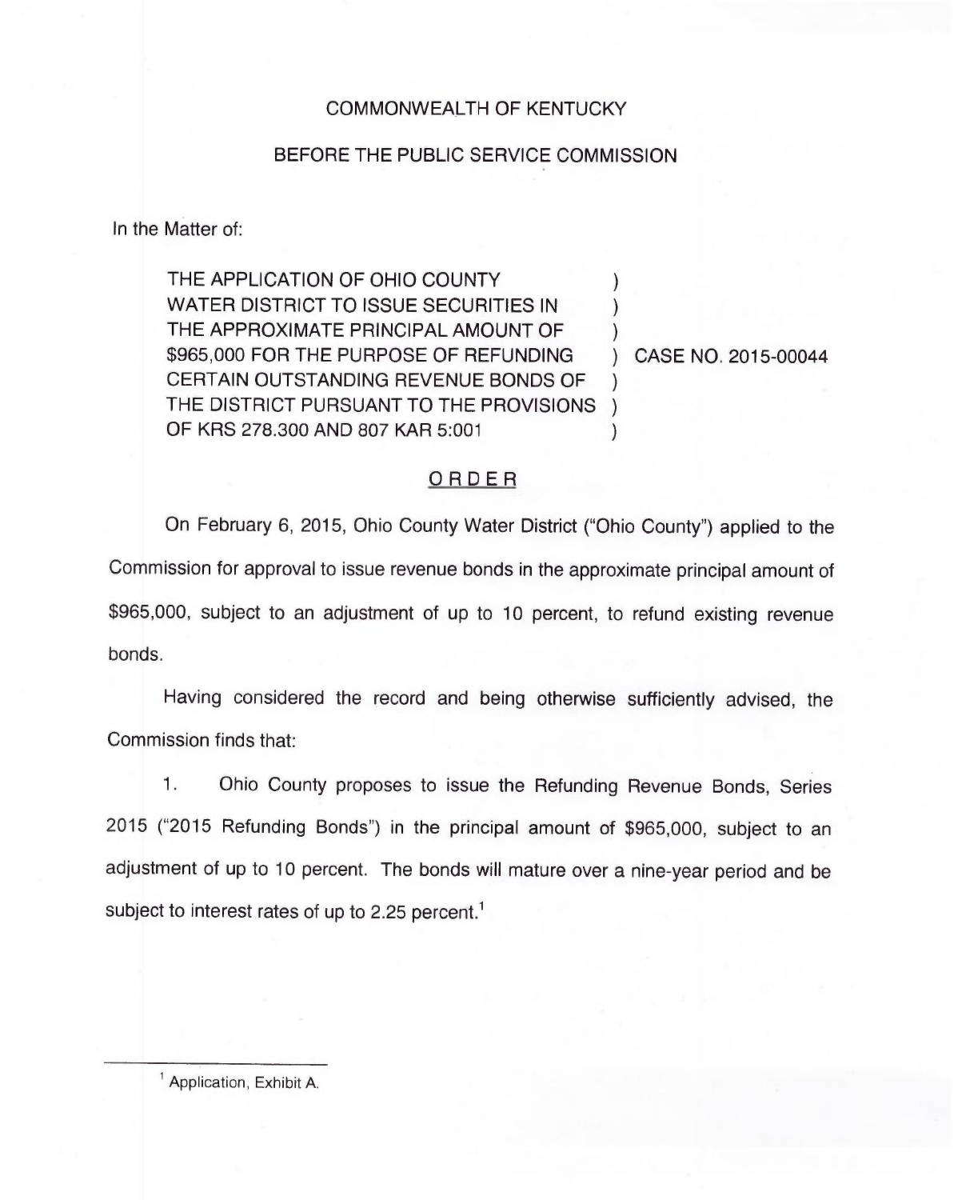COMMONWEALTH OF KENTUCKY

BEFORE THE PUBLIC SERVICE COMMISSION

In the Matter of:

| | | |
|---|---|---|
| THE APPLICATION OF OHIO COUNTY WATER DISTRICT TO ISSUE SECURITIES IN THE APPROXIMATE PRINCIPAL AMOUNT OF $965,000 FOR THE PURPOSE OF REFUNDING CERTAIN OUTSTANDING REVENUE BONDS OF THE DISTRICT PURSUANT TO THE PROVISIONS OF KRS 278.300 AND 807 KAR 5:001 | ) | CASE NO. 2015-00044 |

## ORDER

On February 6, 2015, Ohio County Water District ("Ohio County") applied to the Commission for approval to issue revenue bonds in the approximate principal amount of $965,000, subject to an adjustment of up to 10 percent, to refund existing revenue bonds.

Having considered the record and being otherwise sufficiently advised, the Commission finds that:

1. Ohio County proposes to issue the Refunding Revenue Bonds, Series 2015 ("2015 Refunding Bonds") in the principal amount of $965,000, subject to an adjustment of up to 10 percent. The bonds will mature over a nine-year period and be subject to interest rates of up to 2.25 percent.[1]

---

[1] Application, Exhibit A.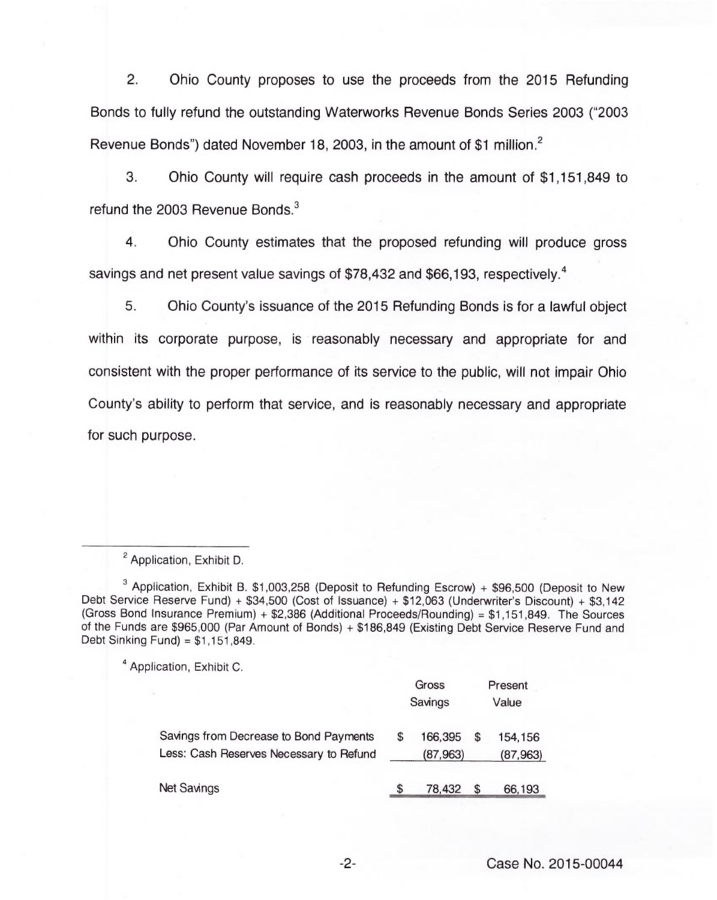2. Ohio County proposes to use the proceeds from the 2015 Refunding Bonds to fully refund the outstanding Waterworks Revenue Bonds Series 2003 ("2003 Revenue Bonds") dated November 18, 2003, in the amount of $1 million.[2]

3. Ohio County will require cash proceeds in the amount of $1,151,849 to refund the 2003 Revenue Bonds.[3]

4. Ohio County estimates that the proposed refunding will produce gross savings and net present value savings of $78,432 and $66,193, respectively.[4]

5. Ohio County's issuance of the 2015 Refunding Bonds is for a lawful object within its corporate purpose, is reasonably necessary and appropriate for and consistent with the proper performance of its service to the public, will not impair Ohio County's ability to perform that service, and is reasonably necessary and appropriate for such purpose.

---

[2] Application, Exhibit D.

[3] Application, Exhibit B. $1,003,258 (Deposit to Refunding Escrow) + $96,500 (Deposit to New Debt Service Reserve Fund) + $34,500 (Cost of Issuance) + $12,063 (Underwriter's Discount) + $3,142 (Gross Bond Insurance Premium) + $2,386 (Additional Proceeds/Rounding) = $1,151,849. The Sources of the Funds are $965,000 (Par Amount of Bonds) + $186,849 (Existing Debt Service Reserve Fund and Debt Sinking Fund) = $1,151,849.

[4] Application, Exhibit C.

| | Gross Savings | Present Value |
|---|---|---|
| Savings from Decrease to Bond Payments | $ 166,395 | $ 154,156 |
| Less: Cash Reserves Necessary to Refund | (87,963) | (87,963) |
| Net Savings | $ 78,432 | $ 66,193 |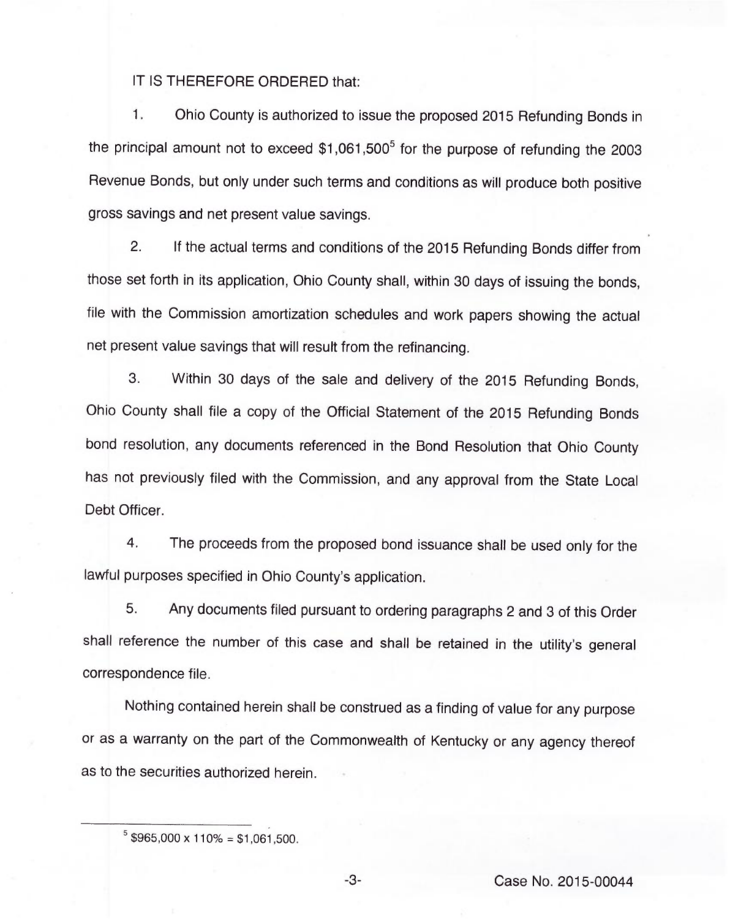IT IS THEREFORE ORDERED that:

1. Ohio County is authorized to issue the proposed 2015 Refunding Bonds in the principal amount not to exceed $1,061,500[5] for the purpose of refunding the 2003 Revenue Bonds, but only under such terms and conditions as will produce both positive gross savings and net present value savings.

2. If the actual terms and conditions of the 2015 Refunding Bonds differ from those set forth in its application, Ohio County shall, within 30 days of issuing the bonds, file with the Commission amortization schedules and work papers showing the actual net present value savings that will result from the refinancing.

3. Within 30 days of the sale and delivery of the 2015 Refunding Bonds, Ohio County shall file a copy of the Official Statement of the 2015 Refunding Bonds bond resolution, any documents referenced in the Bond Resolution that Ohio County has not previously filed with the Commission, and any approval from the State Local Debt Officer.

4. The proceeds from the proposed bond issuance shall be used only for the lawful purposes specified in Ohio County's application.

5. Any documents filed pursuant to ordering paragraphs 2 and 3 of this Order shall reference the number of this case and shall be retained in the utility's general correspondence file.

Nothing contained herein shall be construed as a finding of value for any purpose or as a warranty on the part of the Commonwealth of Kentucky or any agency thereof as to the securities authorized herein.

---

[5] $965,000 x 110% = $1,061,500.

Case No. 2015-00044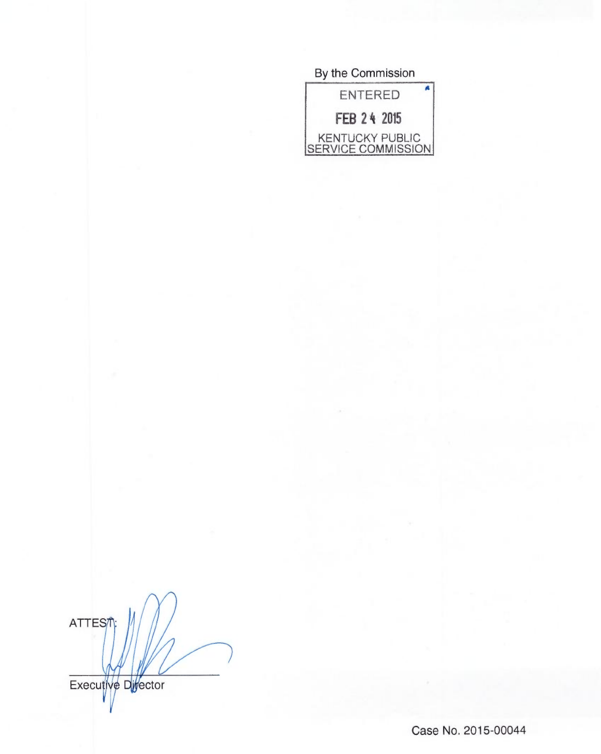By the Commission

ENTERED

FEB 24 2015

KENTUCKY PUBLIC SERVICE COMMISSION

ATTEST:

Executive Director

Case No. 2015-00044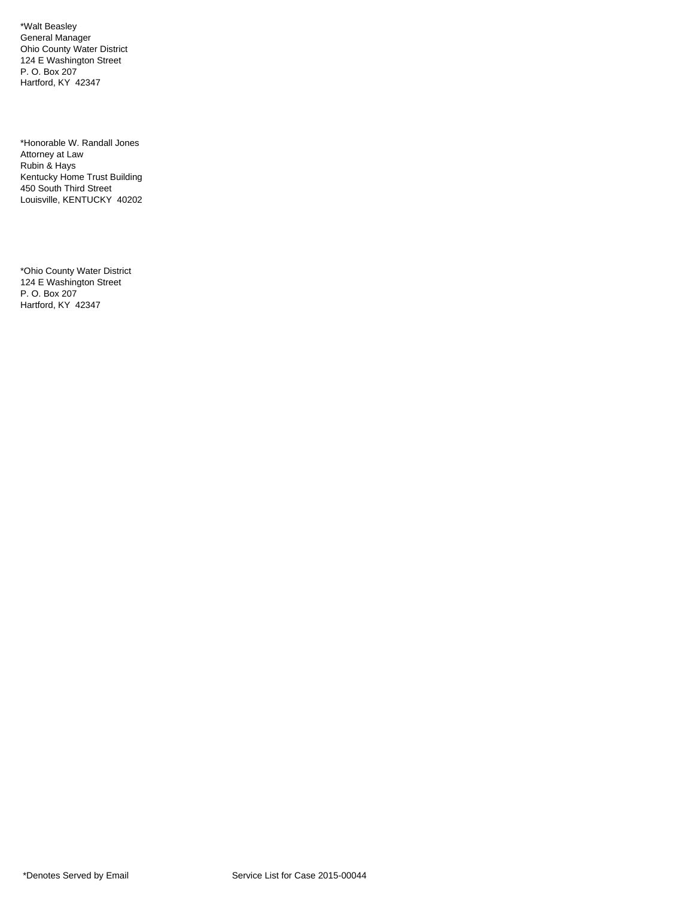*Walt Beasley
General Manager
Ohio County Water District
124 E Washington Street
P. O. Box 207
Hartford, KY 42347

*Honorable W. Randall Jones
Attorney at Law
Rubin & Hays
Kentucky Home Trust Building
450 South Third Street
Louisville, KENTUCKY 40202

*Ohio County Water District
124 E Washington Street
P. O. Box 207
Hartford, KY 42347

*Denotes Served by Email

Service List for Case 2015-00044